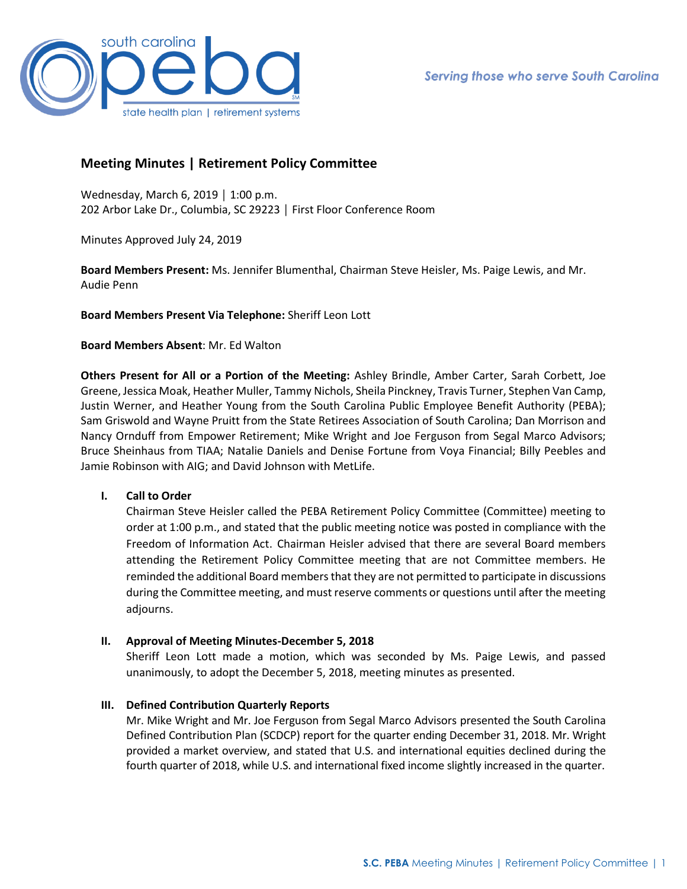# Meeting Minutes | Retirement Policy Committee

Wednesday, March 6, 2019 | 1:00 p.m.
202 Arbor Lake Dr., Columbia, SC 29223 | First Floor Conference Room

Minutes Approved July 24, 2019

**Board Members Present:** Ms. Jennifer Blumenthal, Chairman Steve Heisler, Ms. Paige Lewis, and Mr. Audie Penn

**Board Members Present Via Telephone:** Sheriff Leon Lott

**Board Members Absent**: Mr. Ed Walton

**Others Present for All or a Portion of the Meeting:** Ashley Brindle, Amber Carter, Sarah Corbett, Joe Greene, Jessica Moak, Heather Muller, Tammy Nichols, Sheila Pinckney, Travis Turner, Stephen Van Camp, Justin Werner, and Heather Young from the South Carolina Public Employee Benefit Authority (PEBA); Sam Griswold and Wayne Pruitt from the State Retirees Association of South Carolina; Dan Morrison and Nancy Ornduff from Empower Retirement; Mike Wright and Joe Ferguson from Segal Marco Advisors; Bruce Sheinhaus from TIAA; Natalie Daniels and Denise Fortune from Voya Financial; Billy Peebles and Jamie Robinson with AIG; and David Johnson with MetLife.

## I. Call to Order

Chairman Steve Heisler called the PEBA Retirement Policy Committee (Committee) meeting to order at 1:00 p.m., and stated that the public meeting notice was posted in compliance with the Freedom of Information Act. Chairman Heisler advised that there are several Board members attending the Retirement Policy Committee meeting that are not Committee members. He reminded the additional Board members that they are not permitted to participate in discussions during the Committee meeting, and must reserve comments or questions until after the meeting adjourns.

## II. Approval of Meeting Minutes-December 5, 2018

Sheriff Leon Lott made a motion, which was seconded by Ms. Paige Lewis, and passed unanimously, to adopt the December 5, 2018, meeting minutes as presented.

## III. Defined Contribution Quarterly Reports

Mr. Mike Wright and Mr. Joe Ferguson from Segal Marco Advisors presented the South Carolina Defined Contribution Plan (SCDCP) report for the quarter ending December 31, 2018. Mr. Wright provided a market overview, and stated that U.S. and international equities declined during the fourth quarter of 2018, while U.S. and international fixed income slightly increased in the quarter.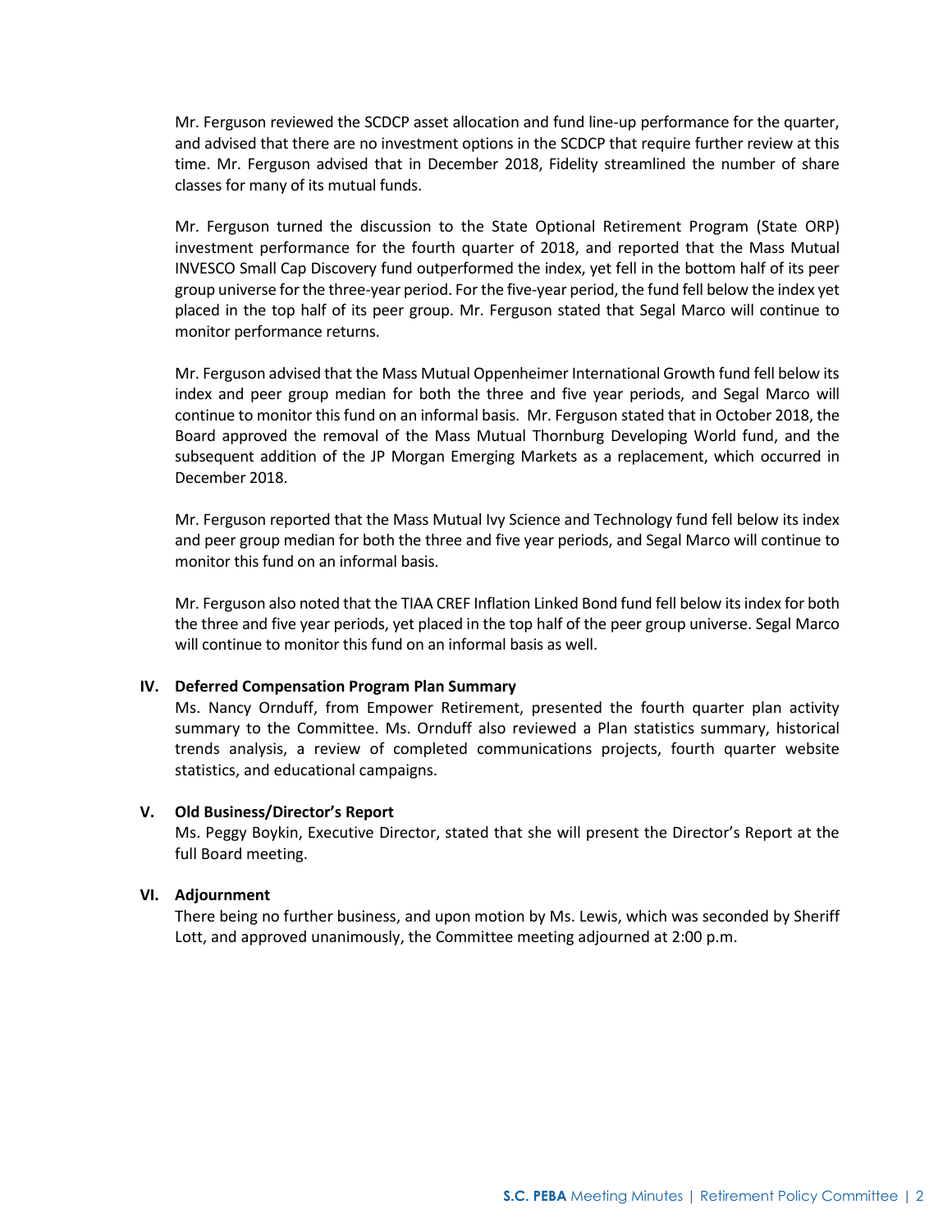Mr. Ferguson reviewed the SCDCP asset allocation and fund line-up performance for the quarter, and advised that there are no investment options in the SCDCP that require further review at this time. Mr. Ferguson advised that in December 2018, Fidelity streamlined the number of share classes for many of its mutual funds.

Mr. Ferguson turned the discussion to the State Optional Retirement Program (State ORP) investment performance for the fourth quarter of 2018, and reported that the Mass Mutual INVESCO Small Cap Discovery fund outperformed the index, yet fell in the bottom half of its peer group universe for the three-year period. For the five-year period, the fund fell below the index yet placed in the top half of its peer group. Mr. Ferguson stated that Segal Marco will continue to monitor performance returns.

Mr. Ferguson advised that the Mass Mutual Oppenheimer International Growth fund fell below its index and peer group median for both the three and five year periods, and Segal Marco will continue to monitor this fund on an informal basis. Mr. Ferguson stated that in October 2018, the Board approved the removal of the Mass Mutual Thornburg Developing World fund, and the subsequent addition of the JP Morgan Emerging Markets as a replacement, which occurred in December 2018.

Mr. Ferguson reported that the Mass Mutual Ivy Science and Technology fund fell below its index and peer group median for both the three and five year periods, and Segal Marco will continue to monitor this fund on an informal basis.

Mr. Ferguson also noted that the TIAA CREF Inflation Linked Bond fund fell below its index for both the three and five year periods, yet placed in the top half of the peer group universe. Segal Marco will continue to monitor this fund on an informal basis as well.

## IV. Deferred Compensation Program Plan Summary

Ms. Nancy Ornduff, from Empower Retirement, presented the fourth quarter plan activity summary to the Committee. Ms. Ornduff also reviewed a Plan statistics summary, historical trends analysis, a review of completed communications projects, fourth quarter website statistics, and educational campaigns.

## V. Old Business/Director's Report

Ms. Peggy Boykin, Executive Director, stated that she will present the Director's Report at the full Board meeting.

## VI. Adjournment

There being no further business, and upon motion by Ms. Lewis, which was seconded by Sheriff Lott, and approved unanimously, the Committee meeting adjourned at 2:00 p.m.